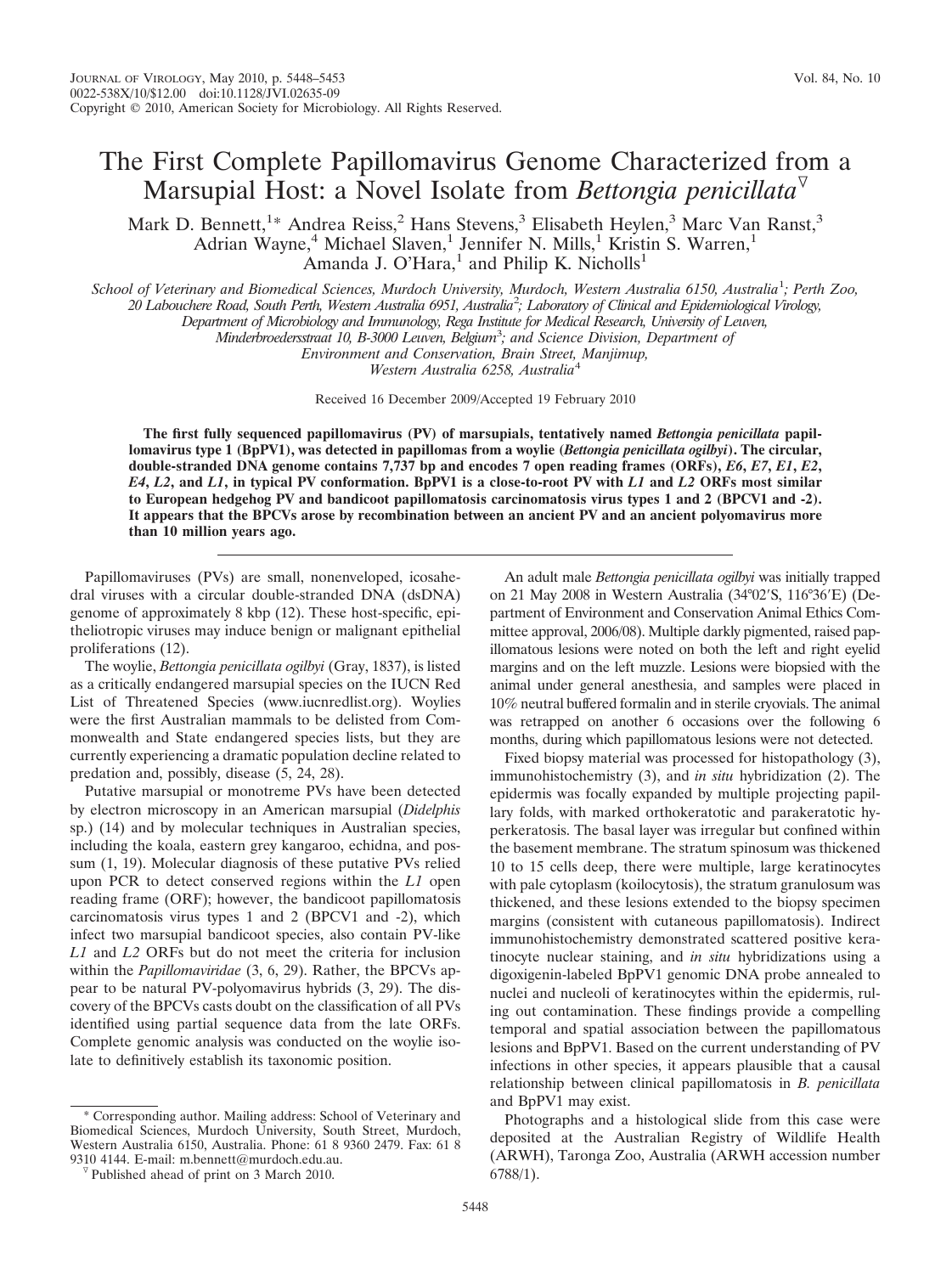# The First Complete Papillomavirus Genome Characterized from a Marsupial Host: a Novel Isolate from *Bettongia penicillata*

Mark D. Bennett,[1]* Andrea Reiss,[2] Hans Stevens,[3] Elisabeth Heylen,[3] Marc Van Ranst,[3] Adrian Wayne,[4] Michael Slaven,[1] Jennifer N. Mills,[1] Kristin S. Warren,[1] Amanda J. O'Hara,[1] and Philip K. Nicholls[1]

*School of Veterinary and Biomedical Sciences, Murdoch University, Murdoch, Western Australia 6150, Australia[1]; Perth Zoo, 20 Labouchere Road, South Perth, Western Australia 6951, Australia[2]; Laboratory of Clinical and Epidemiological Virology, Department of Microbiology and Immunology, Rega Institute for Medical Research, University of Leuven, Minderbroedersstraat 10, B-3000 Leuven, Belgium[3]; and Science Division, Department of Environment and Conservation, Brain Street, Manjimup, Western Australia 6258, Australia[4]*

Received 16 December 2009/Accepted 19 February 2010

**The first fully sequenced papillomavirus (PV) of marsupials, tentatively named *Bettongia penicillata* papillomavirus type 1 (BpPV1), was detected in papillomas from a woylie (*Bettongia penicillata ogilbyi*). The circular, double-stranded DNA genome contains 7,737 bp and encodes 7 open reading frames (ORFs), *E6*, *E7*, *E1*, *E2*, *E4*, *L2*, and *L1*, in typical PV conformation. BpPV1 is a close-to-root PV with *L1* and *L2* ORFs most similar to European hedgehog PV and bandicoot papillomatosis carcinomatosis virus types 1 and 2 (BPCV1 and -2). It appears that the BPCVs arose by recombination between an ancient PV and an ancient polyomavirus more than 10 million years ago.**

Papillomaviruses (PVs) are small, nonenveloped, icosahedral viruses with a circular double-stranded DNA (dsDNA) genome of approximately 8 kbp (12). These host-specific, epitheliotropic viruses may induce benign or malignant epithelial proliferations (12).

The woylie, *Bettongia penicillata ogilbyi* (Gray, 1837), is listed as a critically endangered marsupial species on the IUCN Red List of Threatened Species (www.iucnredlist.org). Woylies were the first Australian mammals to be delisted from Commonwealth and State endangered species lists, but they are currently experiencing a dramatic population decline related to predation and, possibly, disease (5, 24, 28).

Putative marsupial or monotreme PVs have been detected by electron microscopy in an American marsupial (*Didelphis* sp.) (14) and by molecular techniques in Australian species, including the koala, eastern grey kangaroo, echidna, and possum (1, 19). Molecular diagnosis of these putative PVs relied upon PCR to detect conserved regions within the *L1* open reading frame (ORF); however, the bandicoot papillomatosis carcinomatosis virus types 1 and 2 (BPCV1 and -2), which infect two marsupial bandicoot species, also contain PV-like *L1* and *L2* ORFs but do not meet the criteria for inclusion within the *Papillomaviridae* (3, 6, 29). Rather, the BPCVs appear to be natural PV-polyomavirus hybrids (3, 29). The discovery of the BPCVs casts doubt on the classification of all PVs identified using partial sequence data from the late ORFs. Complete genomic analysis was conducted on the woylie isolate to definitively establish its taxonomic position.

An adult male *Bettongia penicillata ogilbyi* was initially trapped on 21 May 2008 in Western Australia (34°02′S, 116°36′E) (Department of Environment and Conservation Animal Ethics Committee approval, 2006/08). Multiple darkly pigmented, raised papillomatous lesions were noted on both the left and right eyelid margins and on the left muzzle. Lesions were biopsied with the animal under general anesthesia, and samples were placed in 10% neutral buffered formalin and in sterile cryovials. The animal was retrapped on another 6 occasions over the following 6 months, during which papillomatous lesions were not detected.

Fixed biopsy material was processed for histopathology (3), immunohistochemistry (3), and *in situ* hybridization (2). The epidermis was focally expanded by multiple projecting papillary folds, with marked orthokeratotic and parakeratotic hyperkeratosis. The basal layer was irregular but confined within the basement membrane. The stratum spinosum was thickened 10 to 15 cells deep, there were multiple, large keratinocytes with pale cytoplasm (koilocytosis), the stratum granulosum was thickened, and these lesions extended to the biopsy specimen margins (consistent with cutaneous papillomatosis). Indirect immunohistochemistry demonstrated scattered positive keratinocyte nuclear staining, and *in situ* hybridizations using a digoxigenin-labeled BpPV1 genomic DNA probe annealed to nuclei and nucleoli of keratinocytes within the epidermis, ruling out contamination. These findings provide a compelling temporal and spatial association between the papillomatous lesions and BpPV1. Based on the current understanding of PV infections in other species, it appears plausible that a causal relationship between clinical papillomatosis in *B. penicillata* and BpPV1 may exist.

Photographs and a histological slide from this case were deposited at the Australian Registry of Wildlife Health (ARWH), Taronga Zoo, Australia (ARWH accession number 6788/1).

\* Corresponding author. Mailing address: School of Veterinary and Biomedical Sciences, Murdoch University, South Street, Murdoch, Western Australia 6150, Australia. Phone: 61 8 9360 2479. Fax: 61 8 9310 4144. E-mail: m.bennett@murdoch.edu.au.

▽ Published ahead of print on 3 March 2010.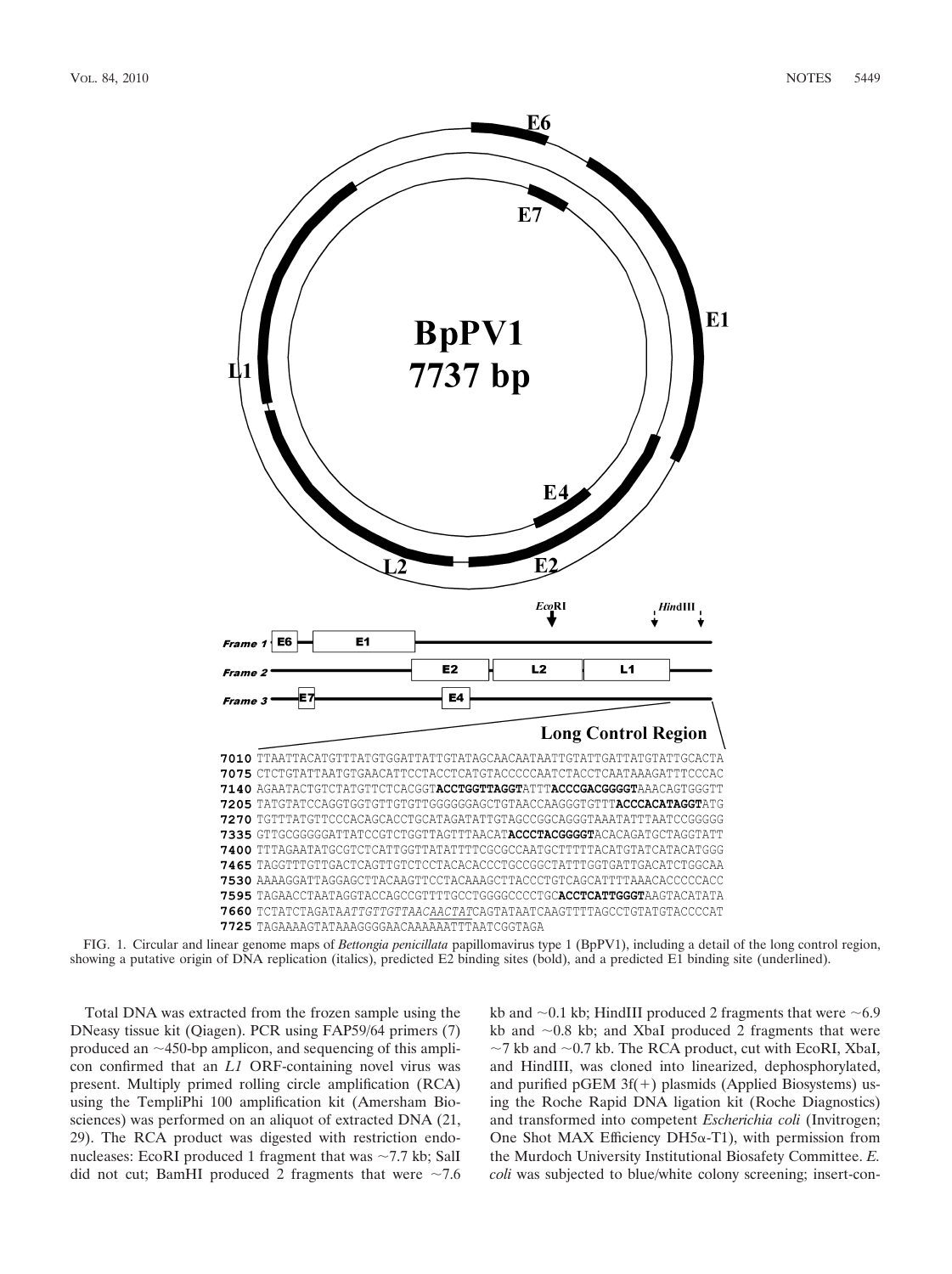BpPV1
7737 bp

E6, E7, E1, E4, E2, L2, L1

*Eco*RI   *Hin*dIII

Frame 1: E6, E1
Frame 2: E2, L2, L1
Frame 3: E7, E4

**Long Control Region**

```
7010 TTAATTACATGTTTATGTGGATTATTGTATAGCAACAATAATTGTATTGATTATGTATTGCACTA
7075 CTCTGTATTAATGTGAACATTCCTACCTCATGTACCCCCAATCTACCTCAATAAAGATTTCCCAC
7140 AGAATACTGTCTATGTTCTCACGGTACCTGGTTAGGTATTTACCCGACGGGGTAAACAGTGGGTT
7205 TATGTATCCAGGTGGTGTTGTGTTGGGGGGAGCTGTAACCAAGGGTGTTTACCCACATAGGTATG
7270 TGTTTATGTTCCCACAGCACCTGCATAGATATTGTAGCCGGCAGGGTAAATATTTAATCCGGGGG
7335 GTTGCGGGGGATTATCCGTCTGGTTAGTTTAACATACCCTACGGGGTACACAGATGCTAGGTATT
7400 TTTAGAATATGCGTCTCATTGGTTATATTTTCGCGCCAATGCTTTTTACATGTATCATACATGGG
7465 TAGGTTTGTTGACTCAGTTGTCTCCTACACACCCTGCCGGCTATTTGGTGATTGACATCTGGCAA
7530 AAAAGGATTAGGAGCTTACAAGTTCCTACAAAGCTTACCCTGTCAGCATTTTAAACACCCCCACC
7595 TAGAACCTAATAGGTACCAGCCGTTTTGCCTGGGGCCCCTGCACCTCATTGGGTAAGTACATATA
7660 TCTATCTAGATAATTGTTGTTAACAACTATCAGTATAATCAAGTTTTAGCCTGTATGTACCCCAT
7725 TAGAAAAGTATAAAGGGGAACAAAAAATTTAATCGGTAGA
```

FIG. 1. Circular and linear genome maps of *Bettongia penicillata* papillomavirus type 1 (BpPV1), including a detail of the long control region, showing a putative origin of DNA replication (italics), predicted E2 binding sites (bold), and a predicted E1 binding site (underlined).

Total DNA was extracted from the frozen sample using the DNeasy tissue kit (Qiagen). PCR using FAP59/64 primers (7) produced an ~450-bp amplicon, and sequencing of this amplicon confirmed that an *L1* ORF-containing novel virus was present. Multiply primed rolling circle amplification (RCA) using the TempliPhi 100 amplification kit (Amersham Biosciences) was performed on an aliquot of extracted DNA (21, 29). The RCA product was digested with restriction endonucleases: EcoRI produced 1 fragment that was ~7.7 kb; SalI did not cut; BamHI produced 2 fragments that were ~7.6 kb and ~0.1 kb; HindIII produced 2 fragments that were ~6.9 kb and ~0.8 kb; and XbaI produced 2 fragments that were ~7 kb and ~0.7 kb. The RCA product, cut with EcoRI, XbaI, and HindIII, was cloned into linearized, dephosphorylated, and purified pGEM 3f(+) plasmids (Applied Biosystems) using the Roche Rapid DNA ligation kit (Roche Diagnostics) and transformed into competent *Escherichia coli* (Invitrogen; One Shot MAX Efficiency DH5α-T1), with permission from the Murdoch University Institutional Biosafety Committee. *E. coli* was subjected to blue/white colony screening; insert-con-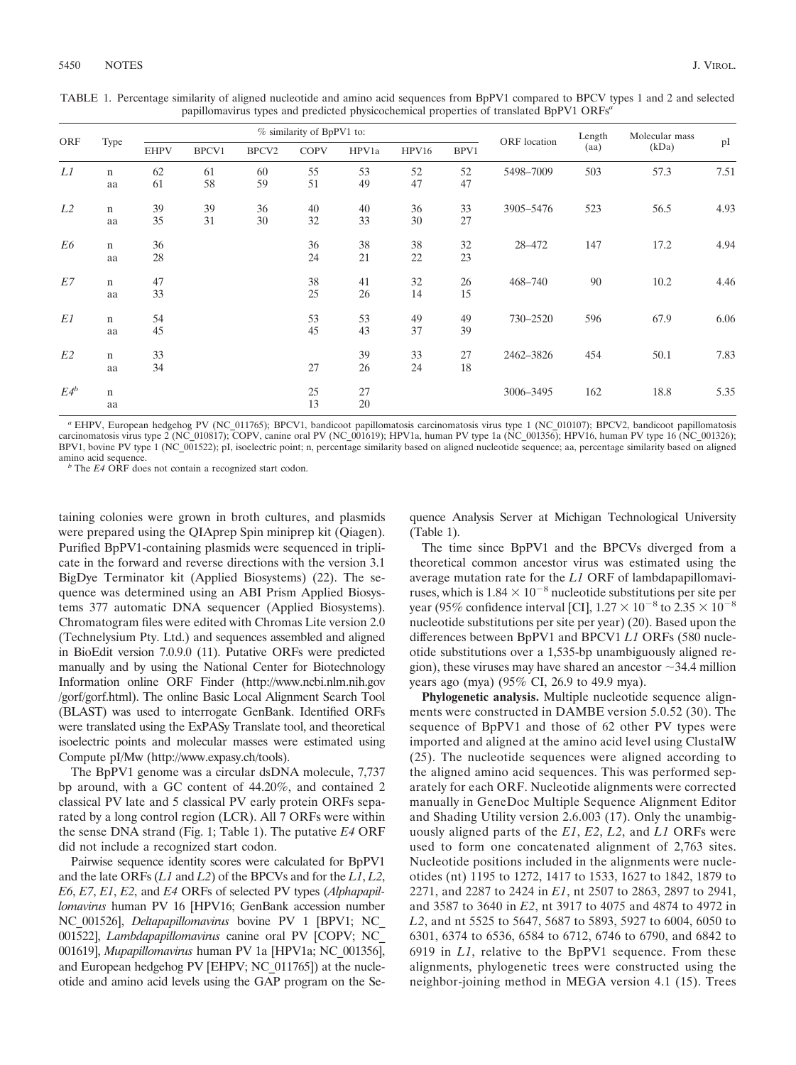TABLE 1. Percentage similarity of aligned nucleotide and amino acid sequences from BpPV1 compared to BPCV types 1 and 2 and selected papillomavirus types and predicted physicochemical properties of translated BpPV1 ORFs[a]

| ORF | Type | % similarity of BpPV1 to: | | | | | | | ORF location | Length (aa) | Molecular mass (kDa) | pI |
|---|---|---|---|---|---|---|---|---|---|---|---|---|
| | | EHPV | BPCV1 | BPCV2 | COPV | HPV1a | HPV16 | BPV1 | | | | |
| *L1* | n | 62 | 61 | 60 | 55 | 53 | 52 | 52 | 5498–7009 | 503 | 57.3 | 7.51 |
| | aa | 61 | 58 | 59 | 51 | 49 | 47 | 47 | | | | |
| *L2* | n | 39 | 39 | 36 | 40 | 40 | 36 | 33 | 3905–5476 | 523 | 56.5 | 4.93 |
| | aa | 35 | 31 | 30 | 32 | 33 | 30 | 27 | | | | |
| *E6* | n | 36 | | | 36 | 38 | 38 | 32 | 28–472 | 147 | 17.2 | 4.94 |
| | aa | 28 | | | 24 | 21 | 22 | 23 | | | | |
| *E7* | n | 47 | | | 38 | 41 | 32 | 26 | 468–740 | 90 | 10.2 | 4.46 |
| | aa | 33 | | | 25 | 26 | 14 | 15 | | | | |
| *E1* | n | 54 | | | 53 | 53 | 49 | 49 | 730–2520 | 596 | 67.9 | 6.06 |
| | aa | 45 | | | 45 | 43 | 37 | 39 | | | | |
| *E2* | n | 33 | | | | 39 | 33 | 27 | 2462–3826 | 454 | 50.1 | 7.83 |
| | aa | 34 | | | 27 | 26 | 24 | 18 | | | | |
| *E4*[b] | n | | | | 25 | 27 | | | 3006–3495 | 162 | 18.8 | 5.35 |
| | aa | | | | 13 | 20 | | | | | | |

[a] EHPV, European hedgehog PV (NC_011765); BPCV1, bandicoot papillomatosis carcinomatosis virus type 1 (NC_010107); BPCV2, bandicoot papillomatosis carcinomatosis virus type 2 (NC_010817); COPV, canine oral PV (NC_001619); HPV1a, human PV type 1a (NC_001356); HPV16, human PV type 16 (NC_001326); BPV1, bovine PV type 1 (NC_001522); pI, isoelectric point; n, percentage similarity based on aligned nucleotide sequence; aa, percentage similarity based on aligned amino acid sequence.

[b] The *E4* ORF does not contain a recognized start codon.

taining colonies were grown in broth cultures, and plasmids were prepared using the QIAprep Spin miniprep kit (Qiagen). Purified BpPV1-containing plasmids were sequenced in triplicate in the forward and reverse directions with the version 3.1 BigDye Terminator kit (Applied Biosystems) (22). The sequence was determined using an ABI Prism Applied Biosystems 377 automatic DNA sequencer (Applied Biosystems). Chromatogram files were edited with Chromas Lite version 2.0 (Technelysium Pty. Ltd.) and sequences assembled and aligned in BioEdit version 7.0.9.0 (11). Putative ORFs were predicted manually and by using the National Center for Biotechnology Information online ORF Finder (http://www.ncbi.nlm.nih.gov/gorf/gorf.html). The online Basic Local Alignment Search Tool (BLAST) was used to interrogate GenBank. Identified ORFs were translated using the ExPASy Translate tool, and theoretical isoelectric points and molecular masses were estimated using Compute pI/Mw (http://www.expasy.ch/tools).

The BpPV1 genome was a circular dsDNA molecule, 7,737 bp around, with a GC content of 44.20%, and contained 2 classical PV late and 5 classical PV early protein ORFs separated by a long control region (LCR). All 7 ORFs were within the sense DNA strand (Fig. 1; Table 1). The putative *E4* ORF did not include a recognized start codon.

Pairwise sequence identity scores were calculated for BpPV1 and the late ORFs (*L1* and *L2*) of the BPCVs and for the *L1*, *L2*, *E6*, *E7*, *E1*, *E2*, and *E4* ORFs of selected PV types (*Alphapapillomavirus* human PV 16 [HPV16; GenBank accession number NC_001526], *Deltapapillomavirus* bovine PV 1 [BPV1; NC_001522], *Lambdapapillomavirus* canine oral PV [COPV; NC_001619], *Mupapillomavirus* human PV 1a [HPV1a; NC_001356], and European hedgehog PV [EHPV; NC_011765]) at the nucleotide and amino acid levels using the GAP program on the Sequence Analysis Server at Michigan Technological University (Table 1).

The time since BpPV1 and the BPCVs diverged from a theoretical common ancestor virus was estimated using the average mutation rate for the *L1* ORF of lambdapapillomaviruses, which is $1.84 \times 10^{-8}$ nucleotide substitutions per site per year (95% confidence interval [CI], $1.27 \times 10^{-8}$ to $2.35 \times 10^{-8}$ nucleotide substitutions per site per year) (20). Based upon the differences between BpPV1 and BPCV1 *L1* ORFs (580 nucleotide substitutions over a 1,535-bp unambiguously aligned region), these viruses may have shared an ancestor ~34.4 million years ago (mya) (95% CI, 26.9 to 49.9 mya).

**Phylogenetic analysis.** Multiple nucleotide sequence alignments were constructed in DAMBE version 5.0.52 (30). The sequence of BpPV1 and those of 62 other PV types were imported and aligned at the amino acid level using ClustalW (25). The nucleotide sequences were aligned according to the aligned amino acid sequences. This was performed separately for each ORF. Nucleotide alignments were corrected manually in GeneDoc Multiple Sequence Alignment Editor and Shading Utility version 2.6.003 (17). Only the unambiguously aligned parts of the *E1*, *E2*, *L2*, and *L1* ORFs were used to form one concatenated alignment of 2,763 sites. Nucleotide positions included in the alignments were nucleotides (nt) 1195 to 1272, 1417 to 1533, 1627 to 1842, 1879 to 2271, and 2287 to 2424 in *E1*, nt 2507 to 2863, 2897 to 2941, and 3587 to 3640 in *E2*, nt 3917 to 4075 and 4874 to 4972 in *L2*, and nt 5525 to 5647, 5687 to 5893, 5927 to 6004, 6050 to 6301, 6374 to 6536, 6584 to 6712, 6746 to 6790, and 6842 to 6919 in *L1*, relative to the BpPV1 sequence. From these alignments, phylogenetic trees were constructed using the neighbor-joining method in MEGA version 4.1 (15). Trees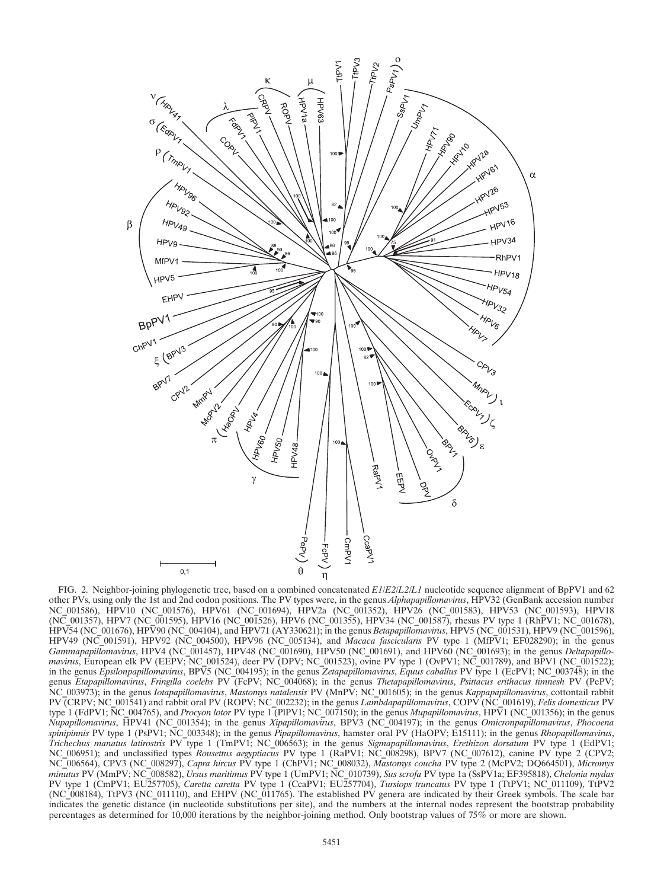FIG. 2. Neighbor-joining phylogenetic tree, based on a combined concatenated *E1/E2/L2/L1* nucleotide sequence alignment of BpPV1 and 62 other PVs, using only the 1st and 2nd codon positions. The PV types were, in the genus *Alphapapillomavirus*, HPV32 (GenBank accession number NC_001586), HPV10 (NC_001576), HPV61 (NC_001694), HPV2a (NC_001352), HPV26 (NC_001583), HPV53 (NC_001593), HPV18 (NC_001357), HPV7 (NC_001595), HPV16 (NC_001526), HPV6 (NC_001355), HPV34 (NC_001587), rhesus PV type 1 (RhPV1; NC_001678), HPV54 (NC_001676), HPV90 (NC_004104), and HPV71 (AY330621); in the genus *Betapapillomavirus*, HPV5 (NC_001531), HPV9 (NC_001596), HPV49 (NC_001591), HPV92 (NC_004500), HPV96 (NC_005134), and *Macaca fascicularis* PV type 1 (MfPV1; EF028290); in the genus *Gammapapillomavirus*, HPV4 (NC_001457), HPV48 (NC_001690), HPV50 (NC_001691), and HPV60 (NC_001693); in the genus *Deltapapillomavirus*, European elk PV (EEPV; NC_001524), deer PV (DPV; NC_001523), ovine PV type 1 (OvPV1; NC_001789), and BPV1 (NC_001522); in the genus *Epsilonpapillomavirus*, BPV5 (NC_004195); in the genus *Zetapapillomavirus*, *Equus caballus* PV type 1 (EcPV1; NC_003748); in the genus *Etapapillomavirus*, *Fringilla coelebs* PV (FcPV; NC_004068); in the genus *Thetapapillomavirus*, *Psittacus erithacus timnesh* PV (PePV; NC_003973); in the genus *Iotapapillomavirus*, *Mastomys natalensis* PV (MnPV; NC_001605); in the genus *Kappapapillomavirus*, cottontail rabbit PV (CRPV; NC_001541) and rabbit oral PV (ROPV; NC_002232); in the genus *Lambdapapillomavirus*, COPV (NC_001619), *Felis domesticus* PV type 1 (FdPV1; NC_004765), and *Procyon lotor* PV type 1 (PlPV1; NC_007150); in the genus *Mupapillomavirus*, HPV1 (NC_001356); in the genus *Nupapillomavirus*, HPV41 (NC_001354); in the genus *Xipapillomavirus*, BPV3 (NC_004197); in the genus *Omicronpapillomavirus*, *Phocoena spinipinnis* PV type 1 (PsPV1; NC_003348); in the genus *Pipapillomavirus*, hamster oral PV (HaOPV; E15111); in the genus *Rhopapillomavirus*, *Trichechus manatus latirostris* PV type 1 (TmPV1; NC_006563); in the genus *Sigmapapillomavirus*, *Erethizon dorsatum* PV type 1 (EdPV1; NC_006951); and unclassified types *Rousettus aegyptiacus* PV type 1 (RaPV1; NC_008298), BPV7 (NC_007612), canine PV type 2 (CPV2; NC_006564), CPV3 (NC_008297), *Capra hircus* PV type 1 (ChPV1; NC_008032), *Mastomys coucha* PV type 2 (McPV2; DQ664501), *Micromys minutus* PV (MmPV; NC_008582), *Ursus maritimus* PV type 1 (UmPV1; NC_010739), *Sus scrofa* PV type 1a (SsPV1a; EF395818), *Chelonia mydas* PV type 1 (CmPV1; EU257705), *Caretta caretta* PV type 1 (CcaPV1; EU257704), *Tursiops truncatus* PV type 1 (TtPV1; NC_011109), TtPV2 (NC_008184), TtPV3 (NC_011110), and EHPV (NC_011765). The established PV genera are indicated by their Greek symbols. The scale bar indicates the genetic distance (in nucleotide substitutions per site), and the numbers at the internal nodes represent the bootstrap probability percentages as determined for 10,000 iterations by the neighbor-joining method. Only bootstrap values of 75% or more are shown.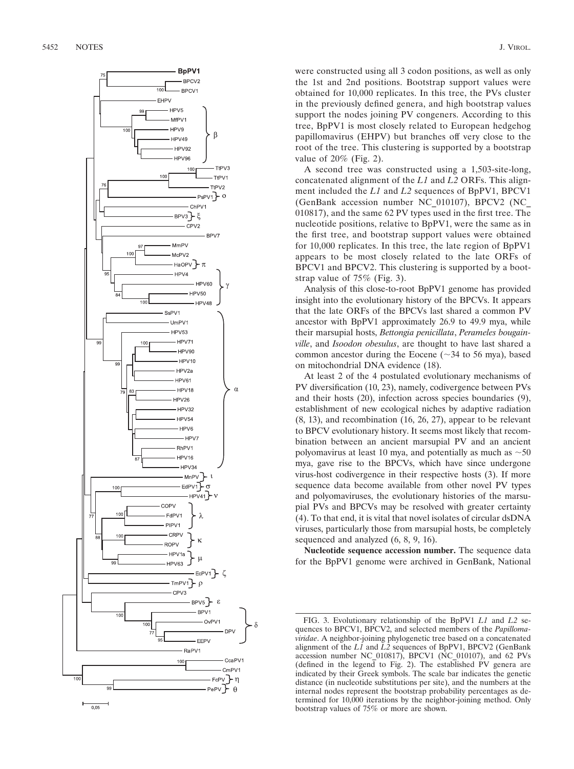were constructed using all 3 codon positions, as well as only the 1st and 2nd positions. Bootstrap support values were obtained for 10,000 replicates. In this tree, the PVs cluster in the previously defined genera, and high bootstrap values support the nodes joining PV congeners. According to this tree, BpPV1 is most closely related to European hedgehog papillomavirus (EHPV) but branches off very close to the root of the tree. This clustering is supported by a bootstrap value of 20% (Fig. 2).

A second tree was constructed using a 1,503-site-long, concatenated alignment of the *L1* and *L2* ORFs. This alignment included the *L1* and *L2* sequences of BpPV1, BPCV1 (GenBank accession number NC_010107), BPCV2 (NC_010817), and the same 62 PV types used in the first tree. The nucleotide positions, relative to BpPV1, were the same as in the first tree, and bootstrap support values were obtained for 10,000 replicates. In this tree, the late region of BpPV1 appears to be most closely related to the late ORFs of BPCV1 and BPCV2. This clustering is supported by a bootstrap value of 75% (Fig. 3).

Analysis of this close-to-root BpPV1 genome has provided insight into the evolutionary history of the BPCVs. It appears that the late ORFs of the BPCVs last shared a common PV ancestor with BpPV1 approximately 26.9 to 49.9 mya, while their marsupial hosts, *Bettongia penicillata*, *Perameles bougainville*, and *Isoodon obesulus*, are thought to have last shared a common ancestor during the Eocene (~34 to 56 mya), based on mitochondrial DNA evidence (18).

At least 2 of the 4 postulated evolutionary mechanisms of PV diversification (10, 23), namely, codivergence between PVs and their hosts (20), infection across species boundaries (9), establishment of new ecological niches by adaptive radiation (8, 13), and recombination (16, 26, 27), appear to be relevant to BPCV evolutionary history. It seems most likely that recombination between an ancient marsupial PV and an ancient polyomavirus at least 10 mya, and potentially as much as ~50 mya, gave rise to the BPCVs, which have since undergone virus-host codivergence in their respective hosts (3). If more sequence data become available from other novel PV types and polyomaviruses, the evolutionary histories of the marsupial PVs and BPCVs may be resolved with greater certainty (4). To that end, it is vital that novel isolates of circular dsDNA viruses, particularly those from marsupial hosts, be completely sequenced and analyzed (6, 8, 9, 16).

**Nucleotide sequence accession number.** The sequence data for the BpPV1 genome were archived in GenBank, National

FIG. 3. Evolutionary relationship of the BpPV1 *L1* and *L2* sequences to BPCV1, BPCV2, and selected members of the *Papillomaviridae*. A neighbor-joining phylogenetic tree based on a concatenated alignment of the *L1* and *L2* sequences of BpPV1, BPCV2 (GenBank accession number NC_010817), BPCV1 (NC_010107), and 62 PVs (defined in the legend to Fig. 2). The established PV genera are indicated by their Greek symbols. The scale bar indicates the genetic distance (in nucleotide substitutions per site), and the numbers at the internal nodes represent the bootstrap probability percentages as determined for 10,000 iterations by the neighbor-joining method. Only bootstrap values of 75% or more are shown.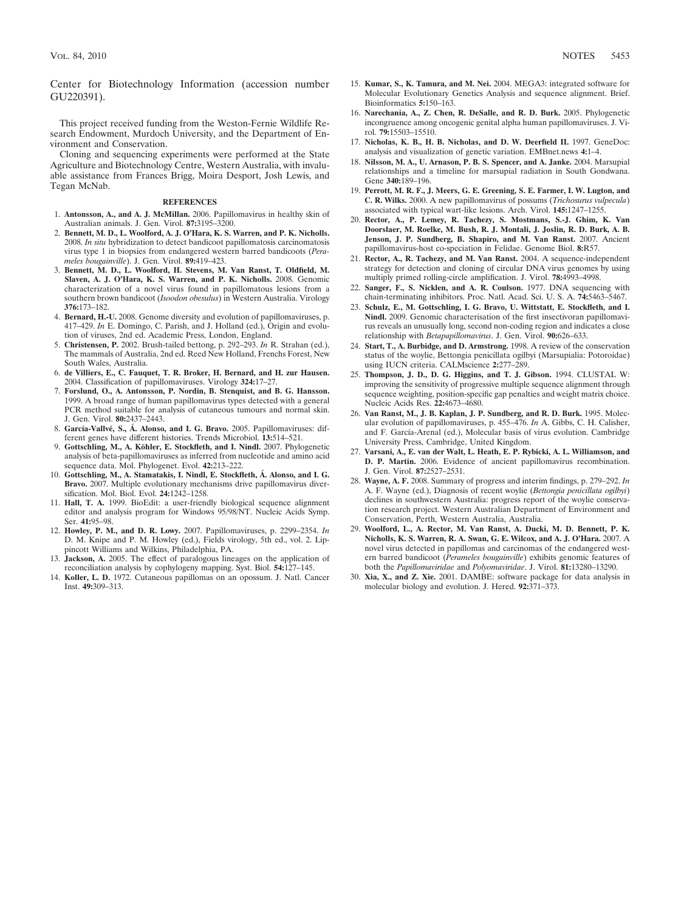Center for Biotechnology Information (accession number GU220391).

This project received funding from the Weston-Fernie Wildlife Research Endowment, Murdoch University, and the Department of Environment and Conservation.

Cloning and sequencing experiments were performed at the State Agriculture and Biotechnology Centre, Western Australia, with invaluable assistance from Frances Brigg, Moira Desport, Josh Lewis, and Tegan McNab.

## REFERENCES

1. **Antonsson, A., and A. J. McMillan.** 2006. Papillomavirus in healthy skin of Australian animals. J. Gen. Virol. **87:**3195–3200.
2. **Bennett, M. D., L. Woolford, A. J. O'Hara, K. S. Warren, and P. K. Nicholls.** 2008. *In situ* hybridization to detect bandicoot papillomatosis carcinomatosis virus type 1 in biopsies from endangered western barred bandicoots (*Perameles bougainville*). J. Gen. Virol. **89:**419–423.
3. **Bennett, M. D., L. Woolford, H. Stevens, M. Van Ranst, T. Oldfield, M. Slaven, A. J. O'Hara, K. S. Warren, and P. K. Nicholls.** 2008. Genomic characterization of a novel virus found in papillomatous lesions from a southern brown bandicoot (*Isoodon obesulus*) in Western Australia. Virology **376:**173–182.
4. **Bernard, H.-U.** 2008. Genome diversity and evolution of papillomaviruses, p. 417–429. *In* E. Domingo, C. Parish, and J. Holland (ed.), Origin and evolution of viruses, 2nd ed. Academic Press, London, England.
5. **Christensen, P.** 2002. Brush-tailed bettong, p. 292–293. *In* R. Strahan (ed.), The mammals of Australia, 2nd ed. Reed New Holland, Frenchs Forest, New South Wales, Australia.
6. **de Villiers, E., C. Fauquet, T. R. Broker, H. Bernard, and H. zur Hausen.** 2004. Classification of papillomaviruses. Virology **324:**17–27.
7. **Forslund, O., A. Antonsson, P. Nordin, B. Stenquist, and B. G. Hansson.** 1999. A broad range of human papillomavirus types detected with a general PCR method suitable for analysis of cutaneous tumours and normal skin. J. Gen. Virol. **80:**2437–2443.
8. **García-Vallvé, S., Á. Alonso, and I. G. Bravo.** 2005. Papillomaviruses: different genes have different histories. Trends Microbiol. **13:**514–521.
9. **Gottschling, M., A. Köhler, E. Stockfleth, and I. Nindl.** 2007. Phylogenetic analysis of beta-papillomaviruses as inferred from nucleotide and amino acid sequence data. Mol. Phylogenet. Evol. **42:**213–222.
10. **Gottschling, M., A. Stamatakis, I. Nindl, E. Stockfleth, Á. Alonso, and I. G. Bravo.** 2007. Multiple evolutionary mechanisms drive papillomavirus diversification. Mol. Biol. Evol. **24:**1242–1258.
11. **Hall, T. A.** 1999. BioEdit: a user-friendly biological sequence alignment editor and analysis program for Windows 95/98/NT. Nucleic Acids Symp. Ser. **41:**95–98.
12. **Howley, P. M., and D. R. Lowy.** 2007. Papillomaviruses, p. 2299–2354. *In* D. M. Knipe and P. M. Howley (ed.), Fields virology, 5th ed., vol. 2. Lippincott Williams and Wilkins, Philadelphia, PA.
13. **Jackson, A.** 2005. The effect of paralogous lineages on the application of reconciliation analysis by cophylogeny mapping. Syst. Biol. **54:**127–145.
14. **Koller, L. D.** 1972. Cutaneous papillomas on an opossum. J. Natl. Cancer Inst. **49:**309–313.
15. **Kumar, S., K. Tamura, and M. Nei.** 2004. MEGA3: integrated software for Molecular Evolutionary Genetics Analysis and sequence alignment. Brief. Bioinformatics **5:**150–163.
16. **Narechania, A., Z. Chen, R. DeSalle, and R. D. Burk.** 2005. Phylogenetic incongruence among oncogenic genital alpha human papillomaviruses. J. Virol. **79:**15503–15510.
17. **Nicholas, K. B., H. B. Nicholas, and D. W. Deerfield II.** 1997. GeneDoc: analysis and visualization of genetic variation. EMBnet.news **4:**1–4.
18. **Nilsson, M. A., U. Arnason, P. B. S. Spencer, and A. Janke.** 2004. Marsupial relationships and a timeline for marsupial radiation in South Gondwana. Gene **340:**189–196.
19. **Perrott, M. R. F., J. Meers, G. E. Greening, S. E. Farmer, I. W. Lugton, and C. R. Wilks.** 2000. A new papillomavirus of possums (*Trichosurus vulpecula*) associated with typical wart-like lesions. Arch. Virol. **145:**1247–1255.
20. **Rector, A., P. Lemey, R. Tachezy, S. Mostmans, S.-J. Ghim, K. Van Doorslaer, M. Roelke, M. Bush, R. J. Montali, J. Joslin, R. D. Burk, A. B. Jenson, J. P. Sundberg, B. Shapiro, and M. Van Ranst.** 2007. Ancient papillomavirus-host co-speciation in Felidae. Genome Biol. **8:**R57.
21. **Rector, A., R. Tachezy, and M. Van Ranst.** 2004. A sequence-independent strategy for detection and cloning of circular DNA virus genomes by using multiply primed rolling-circle amplification. J. Virol. **78:**4993–4998.
22. **Sanger, F., S. Nicklen, and A. R. Coulson.** 1977. DNA sequencing with chain-terminating inhibitors. Proc. Natl. Acad. Sci. U. S. A. **74:**5463–5467.
23. **Schulz, E., M. Gottschling, I. G. Bravo, U. Wittstatt, E. Stockfleth, and I. Nindl.** 2009. Genomic characterisation of the first insectivoran papillomavirus reveals an unusually long, second non-coding region and indicates a close relationship with *Betapapillomavirus*. J. Gen. Virol. **90:**626–633.
24. **Start, T., A. Burbidge, and D. Armstrong.** 1998. A review of the conservation status of the woylie, Bettongia penicillata ogilbyi (Marsupialia: Potoroidae) using IUCN criteria. CALMscience **2:**277–289.
25. **Thompson, J. D., D. G. Higgins, and T. J. Gibson.** 1994. CLUSTAL W: improving the sensitivity of progressive multiple sequence alignment through sequence weighting, position-specific gap penalties and weight matrix choice. Nucleic Acids Res. **22:**4673–4680.
26. **Van Ranst, M., J. B. Kaplan, J. P. Sundberg, and R. D. Burk.** 1995. Molecular evolution of papillomaviruses, p. 455–476. *In* A. Gibbs, C. H. Calisher, and F. García-Arenal (ed.), Molecular basis of virus evolution. Cambridge University Press, Cambridge, United Kingdom.
27. **Varsani, A., E. van der Walt, L. Heath, E. P. Rybicki, A. L. Williamson, and D. P. Martin.** 2006. Evidence of ancient papillomavirus recombination. J. Gen. Virol. **87:**2527–2531.
28. **Wayne, A. F.** 2008. Summary of progress and interim findings, p. 279–292. *In* A. F. Wayne (ed.), Diagnosis of recent woylie (*Bettongia penicillata ogilbyi*) declines in southwestern Australia: progress report of the woylie conservation research project. Western Australian Department of Environment and Conservation, Perth, Western Australia, Australia.
29. **Woolford, L., A. Rector, M. Van Ranst, A. Ducki, M. D. Bennett, P. K. Nicholls, K. S. Warren, R. A. Swan, G. E. Wilcox, and A. J. O'Hara.** 2007. A novel virus detected in papillomas and carcinomas of the endangered western barred bandicoot (*Perameles bougainville*) exhibits genomic features of both the *Papillomaviridae* and *Polyomaviridae*. J. Virol. **81:**13280–13290.
30. **Xia, X., and Z. Xie.** 2001. DAMBE: software package for data analysis in molecular biology and evolution. J. Hered. **92:**371–373.